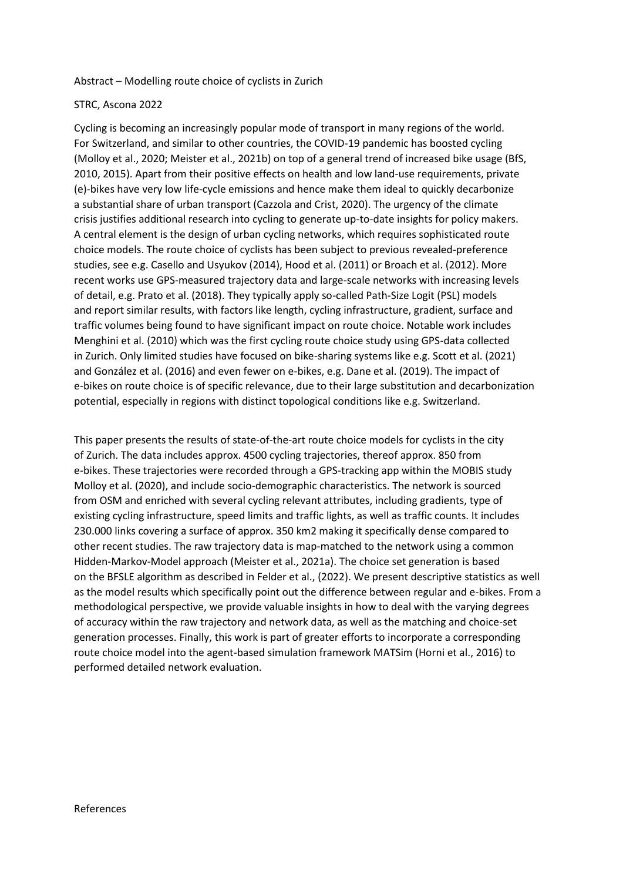Abstract – Modelling route choice of cyclists in Zurich

STRC, Ascona 2022

Cycling is becoming an increasingly popular mode of transport in many regions of the world. For Switzerland, and similar to other countries, the COVID-19 pandemic has boosted cycling (Molloy et al., 2020; Meister et al., 2021b) on top of a general trend of increased bike usage (BfS, 2010, 2015). Apart from their positive effects on health and low land-use requirements, private (e)-bikes have very low life-cycle emissions and hence make them ideal to quickly decarbonize a substantial share of urban transport (Cazzola and Crist, 2020). The urgency of the climate crisis justifies additional research into cycling to generate up-to-date insights for policy makers. A central element is the design of urban cycling networks, which requires sophisticated route choice models. The route choice of cyclists has been subject to previous revealed-preference studies, see e.g. Casello and Usyukov (2014), Hood et al. (2011) or Broach et al. (2012). More recent works use GPS-measured trajectory data and large-scale networks with increasing levels of detail, e.g. Prato et al. (2018). They typically apply so-called Path-Size Logit (PSL) models and report similar results, with factors like length, cycling infrastructure, gradient, surface and traffic volumes being found to have significant impact on route choice. Notable work includes Menghini et al. (2010) which was the first cycling route choice study using GPS-data collected in Zurich. Only limited studies have focused on bike-sharing systems like e.g. Scott et al. (2021) and González et al. (2016) and even fewer on e-bikes, e.g. Dane et al. (2019). The impact of e-bikes on route choice is of specific relevance, due to their large substitution and decarbonization potential, especially in regions with distinct topological conditions like e.g. Switzerland.

This paper presents the results of state-of-the-art route choice models for cyclists in the city of Zurich. The data includes approx. 4500 cycling trajectories, thereof approx. 850 from e-bikes. These trajectories were recorded through a GPS-tracking app within the MOBIS study Molloy et al. (2020), and include socio-demographic characteristics. The network is sourced from OSM and enriched with several cycling relevant attributes, including gradients, type of existing cycling infrastructure, speed limits and traffic lights, as well as traffic counts. It includes 230.000 links covering a surface of approx. 350 km2 making it specifically dense compared to other recent studies. The raw trajectory data is map-matched to the network using a common Hidden-Markov-Model approach (Meister et al., 2021a). The choice set generation is based on the BFSLE algorithm as described in Felder et al., (2022). We present descriptive statistics as well as the model results which specifically point out the difference between regular and e-bikes. From a methodological perspective, we provide valuable insights in how to deal with the varying degrees of accuracy within the raw trajectory and network data, as well as the matching and choice-set generation processes. Finally, this work is part of greater efforts to incorporate a corresponding route choice model into the agent-based simulation framework MATSim (Horni et al., 2016) to performed detailed network evaluation.

References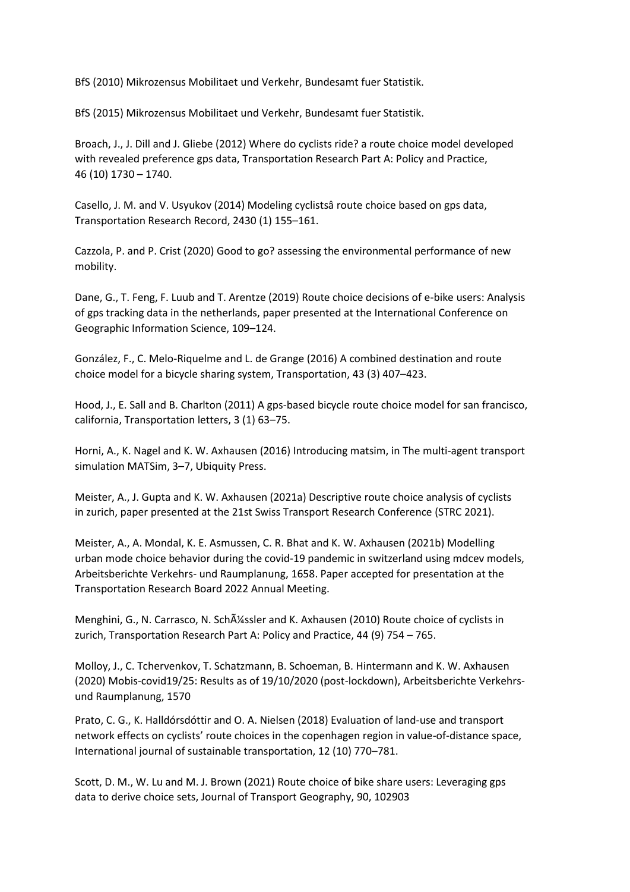BfS (2010) Mikrozensus Mobilitaet und Verkehr, Bundesamt fuer Statistik.

BfS (2015) Mikrozensus Mobilitaet und Verkehr, Bundesamt fuer Statistik.

Broach, J., J. Dill and J. Gliebe (2012) Where do cyclists ride? a route choice model developed with revealed preference gps data, Transportation Research Part A: Policy and Practice, 46 (10) 1730 – 1740.

Casello, J. M. and V. Usyukov (2014) Modeling cyclistsâ route choice based on gps data, Transportation Research Record, 2430 (1) 155–161.

Cazzola, P. and P. Crist (2020) Good to go? assessing the environmental performance of new mobility.

Dane, G., T. Feng, F. Luub and T. Arentze (2019) Route choice decisions of e-bike users: Analysis of gps tracking data in the netherlands, paper presented at the International Conference on Geographic Information Science, 109–124.

González, F., C. Melo-Riquelme and L. de Grange (2016) A combined destination and route choice model for a bicycle sharing system, Transportation, 43 (3) 407–423.

Hood, J., E. Sall and B. Charlton (2011) A gps-based bicycle route choice model for san francisco, california, Transportation letters, 3 (1) 63–75.

Horni, A., K. Nagel and K. W. Axhausen (2016) Introducing matsim, in The multi-agent transport simulation MATSim, 3–7, Ubiquity Press.

Meister, A., J. Gupta and K. W. Axhausen (2021a) Descriptive route choice analysis of cyclists in zurich, paper presented at the 21st Swiss Transport Research Conference (STRC 2021).

Meister, A., A. Mondal, K. E. Asmussen, C. R. Bhat and K. W. Axhausen (2021b) Modelling urban mode choice behavior during the covid-19 pandemic in switzerland using mdcev models, Arbeitsberichte Verkehrs- und Raumplanung, 1658. Paper accepted for presentation at the Transportation Research Board 2022 Annual Meeting.

Menghini, G., N. Carrasco, N. SchÃ¼ssler and K. Axhausen (2010) Route choice of cyclists in zurich, Transportation Research Part A: Policy and Practice, 44 (9) 754 – 765.

Molloy, J., C. Tchervenkov, T. Schatzmann, B. Schoeman, B. Hintermann and K. W. Axhausen (2020) Mobis-covid19/25: Results as of 19/10/2020 (post-lockdown), Arbeitsberichte Verkehrs- und Raumplanung, 1570

Prato, C. G., K. Halldórsdóttir and O. A. Nielsen (2018) Evaluation of land-use and transport network effects on cyclists' route choices in the copenhagen region in value-of-distance space, International journal of sustainable transportation, 12 (10) 770–781.

Scott, D. M., W. Lu and M. J. Brown (2021) Route choice of bike share users: Leveraging gps data to derive choice sets, Journal of Transport Geography, 90, 102903